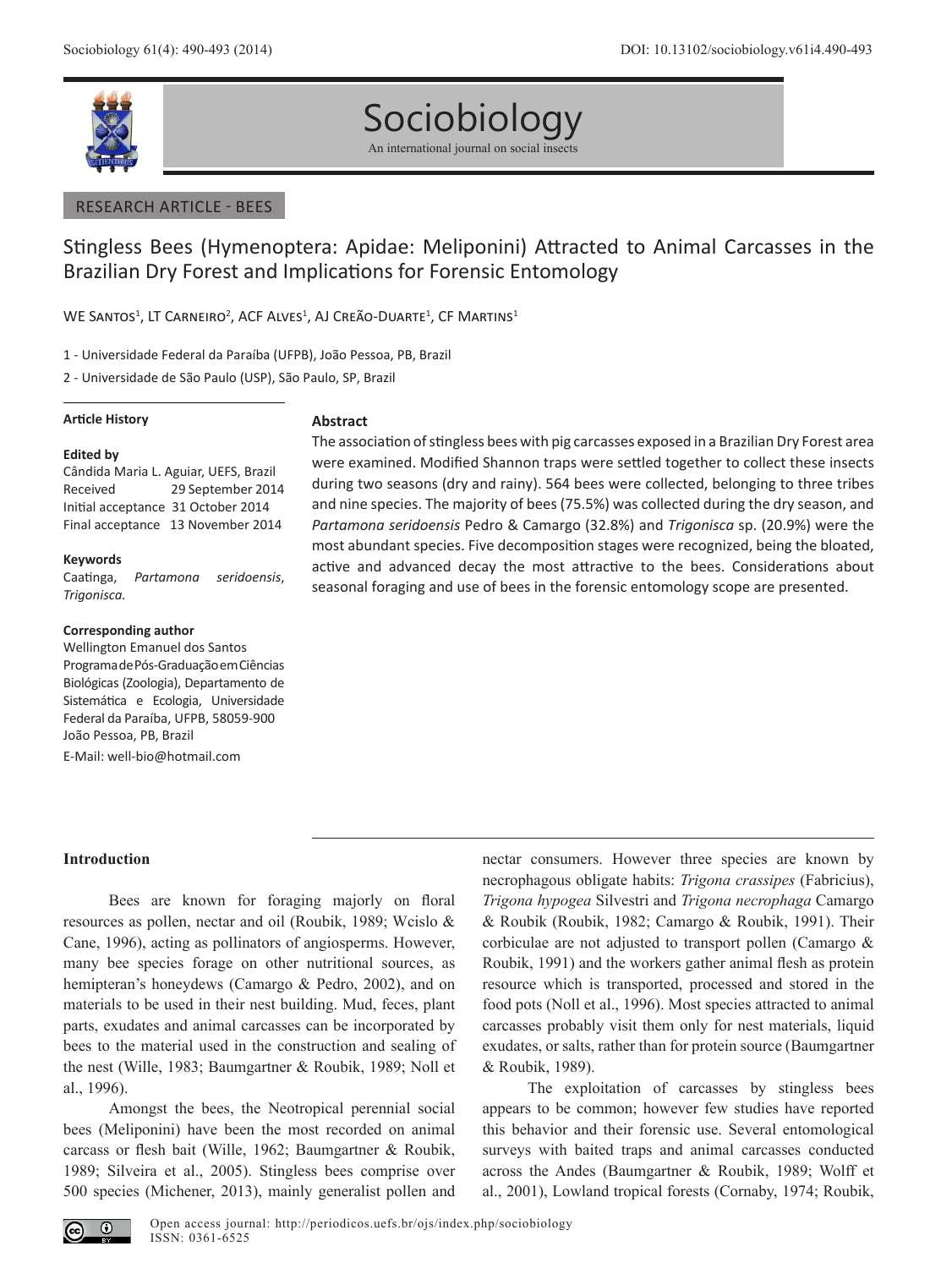RESEARCH ARTICLE - BEES

# Stingless Bees (Hymenoptera: Apidae: Meliponini) Attracted to Animal Carcasses in the Brazilian Dry Forest and Implications for Forensic Entomology

WE Santos[1], LT Carneiro[2], ACF Alves[1], AJ Creão-Duarte[1], CF Martins[1]

1 - Universidade Federal da Paraíba (UFPB), João Pessoa, PB, Brazil

2 - Universidade de São Paulo (USP), São Paulo, SP, Brazil

**Article History**

**Edited by**
Cândida Maria L. Aguiar, UEFS, Brazil
Received 29 September 2014
Initial acceptance 31 October 2014
Final acceptance 13 November 2014

**Keywords**
Caatinga, *Partamona seridoensis*, *Trigonisca*.

**Corresponding author**
Wellington Emanuel dos Santos
Programa de Pós-Graduação em Ciências Biológicas (Zoologia), Departamento de Sistemática e Ecologia, Universidade Federal da Paraíba, UFPB, 58059-900
João Pessoa, PB, Brazil
E-Mail: well-bio@hotmail.com

## Abstract

The association of stingless bees with pig carcasses exposed in a Brazilian Dry Forest area were examined. Modified Shannon traps were settled together to collect these insects during two seasons (dry and rainy). 564 bees were collected, belonging to three tribes and nine species. The majority of bees (75.5%) was collected during the dry season, and *Partamona seridoensis* Pedro & Camargo (32.8%) and *Trigonisca* sp. (20.9%) were the most abundant species. Five decomposition stages were recognized, being the bloated, active and advanced decay the most attractive to the bees. Considerations about seasonal foraging and use of bees in the forensic entomology scope are presented.

## Introduction

Bees are known for foraging majorly on floral resources as pollen, nectar and oil (Roubik, 1989; Wcislo & Cane, 1996), acting as pollinators of angiosperms. However, many bee species forage on other nutritional sources, as hemipteran's honeydews (Camargo & Pedro, 2002), and on materials to be used in their nest building. Mud, feces, plant parts, exudates and animal carcasses can be incorporated by bees to the material used in the construction and sealing of the nest (Wille, 1983; Baumgartner & Roubik, 1989; Noll et al., 1996).

Amongst the bees, the Neotropical perennial social bees (Meliponini) have been the most recorded on animal carcass or flesh bait (Wille, 1962; Baumgartner & Roubik, 1989; Silveira et al., 2005). Stingless bees comprise over 500 species (Michener, 2013), mainly generalist pollen and nectar consumers. However three species are known by necrophagous obligate habits: *Trigona crassipes* (Fabricius), *Trigona hypogea* Silvestri and *Trigona necrophaga* Camargo & Roubik (Roubik, 1982; Camargo & Roubik, 1991). Their corbiculae are not adjusted to transport pollen (Camargo & Roubik, 1991) and the workers gather animal flesh as protein resource which is transported, processed and stored in the food pots (Noll et al., 1996). Most species attracted to animal carcasses probably visit them only for nest materials, liquid exudates, or salts, rather than for protein source (Baumgartner & Roubik, 1989).

The exploitation of carcasses by stingless bees appears to be common; however few studies have reported this behavior and their forensic use. Several entomological surveys with baited traps and animal carcasses conducted across the Andes (Baumgartner & Roubik, 1989; Wolff et al., 2001), Lowland tropical forests (Cornaby, 1974; Roubik,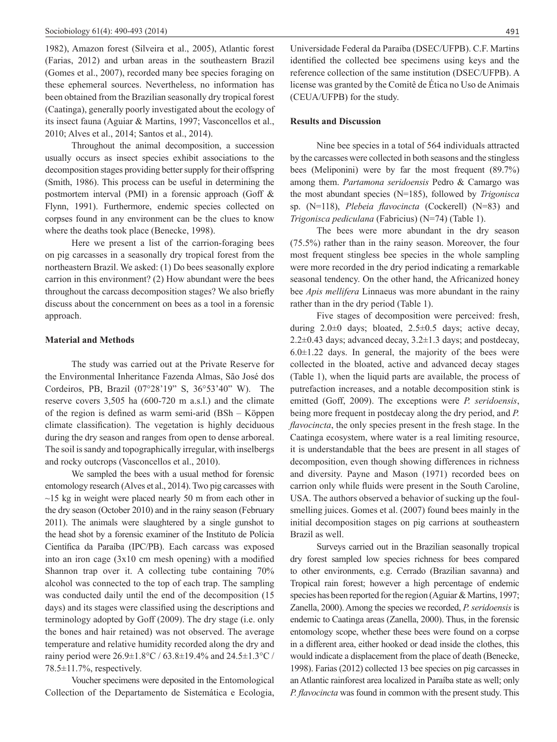1982), Amazon forest (Silveira et al., 2005), Atlantic forest (Farias, 2012) and urban areas in the southeastern Brazil (Gomes et al., 2007), recorded many bee species foraging on these ephemeral sources. Nevertheless, no information has been obtained from the Brazilian seasonally dry tropical forest (Caatinga), generally poorly investigated about the ecology of its insect fauna (Aguiar & Martins, 1997; Vasconcellos et al., 2010; Alves et al., 2014; Santos et al., 2014).

Throughout the animal decomposition, a succession usually occurs as insect species exhibit associations to the decomposition stages providing better supply for their offspring (Smith, 1986). This process can be useful in determining the postmortem interval (PMI) in a forensic approach (Goff & Flynn, 1991). Furthermore, endemic species collected on corpses found in any environment can be the clues to know where the deaths took place (Benecke, 1998).

Here we present a list of the carrion-foraging bees on pig carcasses in a seasonally dry tropical forest from the northeastern Brazil. We asked: (1) Do bees seasonally explore carrion in this environment? (2) How abundant were the bees throughout the carcass decomposition stages? We also briefly discuss about the concernment on bees as a tool in a forensic approach.

## Material and Methods

The study was carried out at the Private Reserve for the Environmental Inheritance Fazenda Almas, São José dos Cordeiros, PB, Brazil (07°28'19" S, 36°53'40" W). The reserve covers 3,505 ha (600-720 m a.s.l.) and the climate of the region is defined as warm semi-arid (BSh – Köppen climate classification). The vegetation is highly deciduous during the dry season and ranges from open to dense arboreal. The soil is sandy and topographically irregular, with inselbergs and rocky outcrops (Vasconcellos et al., 2010).

We sampled the bees with a usual method for forensic entomology research (Alves et al., 2014). Two pig carcasses with ~15 kg in weight were placed nearly 50 m from each other in the dry season (October 2010) and in the rainy season (February 2011). The animals were slaughtered by a single gunshot to the head shot by a forensic examiner of the Instituto de Polícia Científica da Paraíba (IPC/PB). Each carcass was exposed into an iron cage (3x10 cm mesh opening) with a modified Shannon trap over it. A collecting tube containing 70% alcohol was connected to the top of each trap. The sampling was conducted daily until the end of the decomposition (15 days) and its stages were classified using the descriptions and terminology adopted by Goff (2009). The dry stage (i.e. only the bones and hair retained) was not observed. The average temperature and relative humidity recorded along the dry and rainy period were 26.9±1.8°C / 63.8±19.4% and 24.5±1.3°C / 78.5±11.7%, respectively.

Voucher specimens were deposited in the Entomological Collection of the Departamento de Sistemática e Ecologia, Universidade Federal da Paraíba (DSEC/UFPB). C.F. Martins identified the collected bee specimens using keys and the reference collection of the same institution (DSEC/UFPB). A license was granted by the Comitê de Ética no Uso de Animais (CEUA/UFPB) for the study.

## Results and Discussion

Nine bee species in a total of 564 individuals attracted by the carcasses were collected in both seasons and the stingless bees (Meliponini) were by far the most frequent (89.7%) among them. *Partamona seridoensis* Pedro & Camargo was the most abundant species (N=185), followed by *Trigonisca* sp. (N=118), *Plebeia flavocincta* (Cockerell) (N=83) and *Trigonisca pediculana* (Fabricius) (N=74) (Table 1).

The bees were more abundant in the dry season (75.5%) rather than in the rainy season. Moreover, the four most frequent stingless bee species in the whole sampling were more recorded in the dry period indicating a remarkable seasonal tendency. On the other hand, the Africanized honey bee *Apis mellifera* Linnaeus was more abundant in the rainy rather than in the dry period (Table 1).

Five stages of decomposition were perceived: fresh, during 2.0±0 days; bloated, 2.5±0.5 days; active decay, 2.2±0.43 days; advanced decay, 3.2±1.3 days; and postdecay, 6.0±1.22 days. In general, the majority of the bees were collected in the bloated, active and advanced decay stages (Table 1), when the liquid parts are available, the process of putrefaction increases, and a notable decomposition stink is emitted (Goff, 2009). The exceptions were *P. seridoensis*, being more frequent in postdecay along the dry period, and *P. flavocincta*, the only species present in the fresh stage. In the Caatinga ecosystem, where water is a real limiting resource, it is understandable that the bees are present in all stages of decomposition, even though showing differences in richness and diversity. Payne and Mason (1971) recorded bees on carrion only while fluids were present in the South Caroline, USA. The authors observed a behavior of sucking up the foul-smelling juices. Gomes et al. (2007) found bees mainly in the initial decomposition stages on pig carrions at southeastern Brazil as well.

Surveys carried out in the Brazilian seasonally tropical dry forest sampled low species richness for bees compared to other environments, e.g. Cerrado (Brazilian savanna) and Tropical rain forest; however a high percentage of endemic species has been reported for the region (Aguiar & Martins, 1997; Zanella, 2000). Among the species we recorded, *P. seridoensis* is endemic to Caatinga areas (Zanella, 2000). Thus, in the forensic entomology scope, whether these bees were found on a corpse in a different area, either hooked or dead inside the clothes, this would indicate a displacement from the place of death (Benecke, 1998). Farias (2012) collected 13 bee species on pig carcasses in an Atlantic rainforest area localized in Paraíba state as well; only *P. flavocincta* was found in common with the present study. This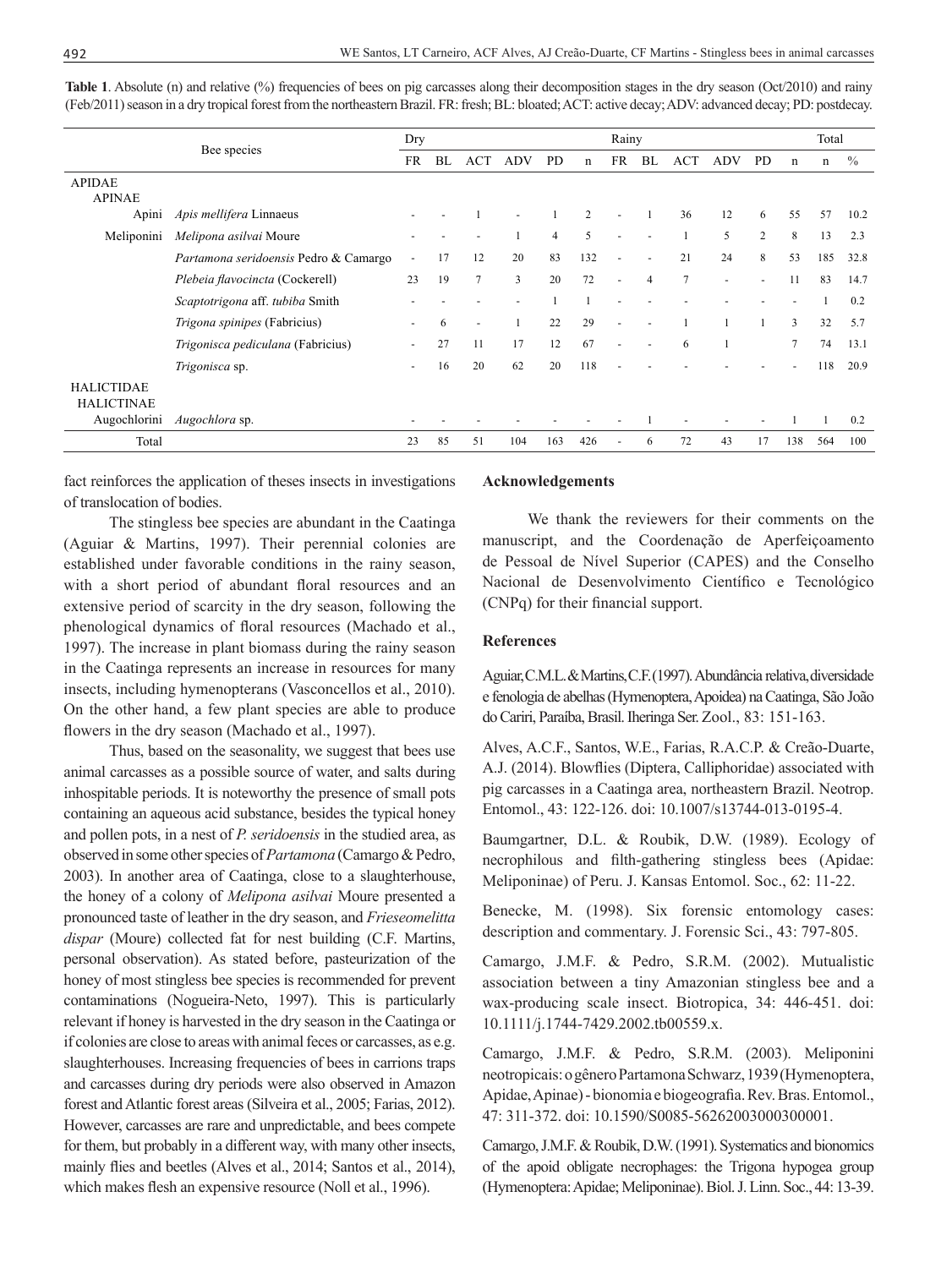**Table 1**. Absolute (n) and relative (%) frequencies of bees on pig carcasses along their decomposition stages in the dry season (Oct/2010) and rainy (Feb/2011) season in a dry tropical forest from the northeastern Brazil. FR: fresh; BL: bloated; ACT: active decay; ADV: advanced decay; PD: postdecay.

| Bee species | | Dry | | | | | | Rainy | | | | | | Total | |
|---|---|---|---|---|---|---|---|---|---|---|---|---|---|---|---|
| | | FR | BL | ACT | ADV | PD | n | FR | BL | ACT | ADV | PD | n | n | % |
| APIDAE | | | | | | | | | | | | | | | |
| APINAE | | | | | | | | | | | | | | | |
| Apini | *Apis mellifera* Linnaeus | - | - | 1 | - | 1 | 2 | - | 1 | 36 | 12 | 6 | 55 | 57 | 10.2 |
| Meliponini | *Melipona asilvai* Moure | - | - | - | 1 | 4 | 5 | - | - | 1 | 5 | 2 | 8 | 13 | 2.3 |
| | *Partamona seridoensis* Pedro & Camargo | - | 17 | 12 | 20 | 83 | 132 | - | - | 21 | 24 | 8 | 53 | 185 | 32.8 |
| | *Plebeia flavocincta* (Cockerell) | 23 | 19 | 7 | 3 | 20 | 72 | - | 4 | 7 | - | - | 11 | 83 | 14.7 |
| | *Scaptotrigona* aff. *tubiba* Smith | - | - | - | - | 1 | 1 | - | - | - | - | - | - | 1 | 0.2 |
| | *Trigona spinipes* (Fabricius) | - | 6 | - | 1 | 22 | 29 | - | - | 1 | 1 | 1 | 3 | 32 | 5.7 |
| | *Trigonisca pediculana* (Fabricius) | - | 27 | 11 | 17 | 12 | 67 | - | - | 6 | 1 | | 7 | 74 | 13.1 |
| | *Trigonisca* sp. | - | 16 | 20 | 62 | 20 | 118 | - | - | - | - | - | - | 118 | 20.9 |
| HALICTIDAE | | | | | | | | | | | | | | | |
| HALICTINAE | | | | | | | | | | | | | | | |
| Augochlorini | *Augochlora* sp. | - | - | - | - | - | - | - | 1 | - | - | - | 1 | 1 | 0.2 |
| Total | | 23 | 85 | 51 | 104 | 163 | 426 | - | 6 | 72 | 43 | 17 | 138 | 564 | 100 |

fact reinforces the application of theses insects in investigations of translocation of bodies.

The stingless bee species are abundant in the Caatinga (Aguiar & Martins, 1997). Their perennial colonies are established under favorable conditions in the rainy season, with a short period of abundant floral resources and an extensive period of scarcity in the dry season, following the phenological dynamics of floral resources (Machado et al., 1997). The increase in plant biomass during the rainy season in the Caatinga represents an increase in resources for many insects, including hymenopterans (Vasconcellos et al., 2010). On the other hand, a few plant species are able to produce flowers in the dry season (Machado et al., 1997).

Thus, based on the seasonality, we suggest that bees use animal carcasses as a possible source of water, and salts during inhospitable periods. It is noteworthy the presence of small pots containing an aqueous acid substance, besides the typical honey and pollen pots, in a nest of *P. seridoensis* in the studied area, as observed in some other species of *Partamona* (Camargo & Pedro, 2003). In another area of Caatinga, close to a slaughterhouse, the honey of a colony of *Melipona asilvai* Moure presented a pronounced taste of leather in the dry season, and *Frieseomelitta dispar* (Moure) collected fat for nest building (C.F. Martins, personal observation). As stated before, pasteurization of the honey of most stingless bee species is recommended for prevent contaminations (Nogueira-Neto, 1997). This is particularly relevant if honey is harvested in the dry season in the Caatinga or if colonies are close to areas with animal feces or carcasses, as e.g. slaughterhouses. Increasing frequencies of bees in carrions traps and carcasses during dry periods were also observed in Amazon forest and Atlantic forest areas (Silveira et al., 2005; Farias, 2012). However, carcasses are rare and unpredictable, and bees compete for them, but probably in a different way, with many other insects, mainly flies and beetles (Alves et al., 2014; Santos et al., 2014), which makes flesh an expensive resource (Noll et al., 1996).

## Acknowledgements

We thank the reviewers for their comments on the manuscript, and the Coordenação de Aperfeiçoamento de Pessoal de Nível Superior (CAPES) and the Conselho Nacional de Desenvolvimento Científico e Tecnológico (CNPq) for their financial support.

## References

Aguiar, C.M.L. & Martins, C.F. (1997). Abundância relativa, diversidade e fenologia de abelhas (Hymenoptera, Apoidea) na Caatinga, São João do Cariri, Paraíba, Brasil. Iheringa Ser. Zool., 83: 151-163.

Alves, A.C.F., Santos, W.E., Farias, R.A.C.P. & Creão-Duarte, A.J. (2014). Blowflies (Diptera, Calliphoridae) associated with pig carcasses in a Caatinga area, northeastern Brazil. Neotrop. Entomol., 43: 122-126. doi: 10.1007/s13744-013-0195-4.

Baumgartner, D.L. & Roubik, D.W. (1989). Ecology of necrophilous and filth-gathering stingless bees (Apidae: Meliponinae) of Peru. J. Kansas Entomol. Soc., 62: 11-22.

Benecke, M. (1998). Six forensic entomology cases: description and commentary. J. Forensic Sci., 43: 797-805.

Camargo, J.M.F. & Pedro, S.R.M. (2002). Mutualistic association between a tiny Amazonian stingless bee and a wax-producing scale insect. Biotropica, 34: 446-451. doi: 10.1111/j.1744-7429.2002.tb00559.x.

Camargo, J.M.F. & Pedro, S.R.M. (2003). Meliponini neotropicais: o gênero Partamona Schwarz, 1939 (Hymenoptera, Apidae, Apinae) - bionomia e biogeografia. Rev. Bras. Entomol., 47: 311-372. doi: 10.1590/S0085-56262003000300001.

Camargo, J.M.F. & Roubik, D.W. (1991). Systematics and bionomics of the apoid obligate necrophages: the Trigona hypogea group (Hymenoptera: Apidae; Meliponinae). Biol. J. Linn. Soc., 44: 13-39.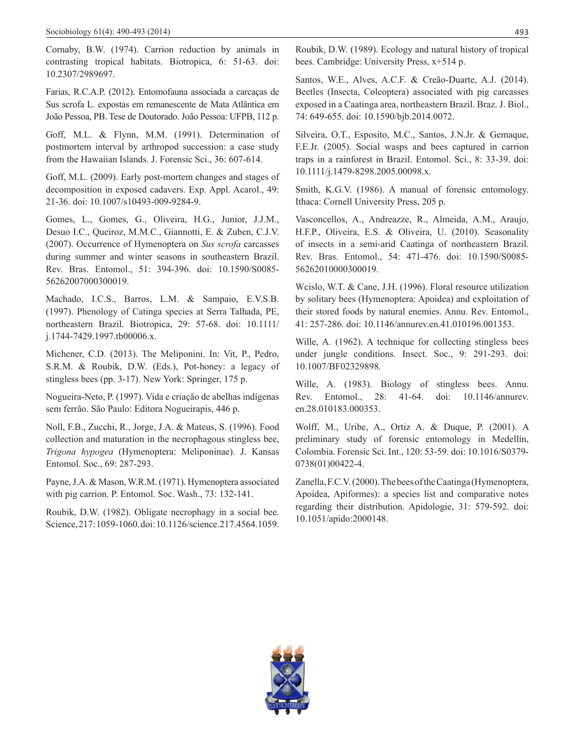Cornaby, B.W. (1974). Carrion reduction by animals in contrasting tropical habitats. Biotropica, 6: 51-63. doi: 10.2307/2989697.

Farias, R.C.A.P. (2012). Entomofauna associada a carcaças de Sus scrofa L. expostas em remanescente de Mata Atlântica em João Pessoa, PB. Tese de Doutorado. João Pessoa: UFPB, 112 p.

Goff, M.L. & Flynn, M.M. (1991). Determination of postmortem interval by arthropod succession: a case study from the Hawaiian Islands. J. Forensic Sci., 36: 607-614.

Goff, M.L. (2009). Early post-mortem changes and stages of decomposition in exposed cadavers. Exp. Appl. Acarol., 49: 21-36. doi: 10.1007/s10493-009-9284-9.

Gomes, L., Gomes, G., Oliveira, H.G., Junior, J.J.M., Desuo I.C., Queiroz, M.M.C., Giannotti, E. & Zuben, C.J.V. (2007). Occurrence of Hymenoptera on *Sus scrofa* carcasses during summer and winter seasons in southeastern Brazil. Rev. Bras. Entomol., 51: 394-396. doi: 10.1590/S0085-56262007000300019.

Machado, I.C.S., Barros, L.M. & Sampaio, E.V.S.B. (1997). Phenology of Catinga species at Serra Talhada, PE, northeastern Brazil. Biotropica, 29: 57-68. doi: 10.1111/j.1744-7429.1997.tb00006.x.

Michener, C.D. (2013). The Meliponini. In: Vit, P., Pedro, S.R.M. & Roubik, D.W. (Eds.), Pot-honey: a legacy of stingless bees (pp. 3-17). New York: Springer, 175 p.

Nogueira-Neto, P. (1997). Vida e criação de abelhas indígenas sem ferrão. São Paulo: Editora Nogueirapis, 446 p.

Noll, F.B., Zucchi, R., Jorge, J.A. & Mateus, S. (1996). Food collection and maturation in the necrophagous stingless bee, *Trigona hypogea* (Hymenoptera: Meliponinae). J. Kansas Entomol. Soc., 69: 287-293.

Payne, J.A. & Mason, W.R.M. (1971). Hymenoptera associated with pig carrion. P. Entomol. Soc. Wash., 73: 132-141.

Roubik, D.W. (1982). Obligate necrophagy in a social bee. Science, 217: 1059-1060. doi: 10.1126/science.217.4564.1059.

Roubik, D.W. (1989). Ecology and natural history of tropical bees. Cambridge: University Press, x+514 p.

Santos, W.E., Alves, A.C.F. & Creão-Duarte, A.J. (2014). Beetles (Insecta, Coleoptera) associated with pig carcasses exposed in a Caatinga area, northeastern Brazil. Braz. J. Biol., 74: 649-655. doi: 10.1590/bjb.2014.0072.

Silveira, O.T., Esposito, M.C., Santos, J.N.Jr. & Gemaque, F.E.Jr. (2005). Social wasps and bees captured in carrion traps in a rainforest in Brazil. Entomol. Sci., 8: 33-39. doi: 10.1111/j.1479-8298.2005.00098.x.

Smith, K.G.V. (1986). A manual of forensic entomology. Ithaca: Cornell University Press, 205 p.

Vasconcellos, A., Andreazze, R., Almeida, A.M., Araujo, H.F.P., Oliveira, E.S. & Oliveira, U. (2010). Seasonality of insects in a semi-arid Caatinga of northeastern Brazil. Rev. Bras. Entomol., 54: 471-476. doi: 10.1590/S0085-56262010000300019.

Wcislo, W.T. & Cane, J.H. (1996). Floral resource utilization by solitary bees (Hymenoptera: Apoidea) and exploitation of their stored foods by natural enemies. Annu. Rev. Entomol., 41: 257-286. doi: 10.1146/annurev.en.41.010196.001353.

Wille, A. (1962). A technique for collecting stingless bees under jungle conditions. Insect. Soc., 9: 291-293. doi: 10.1007/BF02329898.

Wille, A. (1983). Biology of stingless bees. Annu. Rev. Entomol., 28: 41-64. doi: 10.1146/annurev.en.28.010183.000353.

Wolff, M., Uribe, A., Ortiz A. & Duque, P. (2001). A preliminary study of forensic entomology in Medellín, Colombia. Forensic Sci. Int., 120: 53-59. doi: 10.1016/S0379-0738(01)00422-4.

Zanella, F.C.V. (2000). The bees of the Caatinga (Hymenoptera, Apoidea, Apiformes): a species list and comparative notes regarding their distribution. Apidologie, 31: 579-592. doi: 10.1051/apido:2000148.